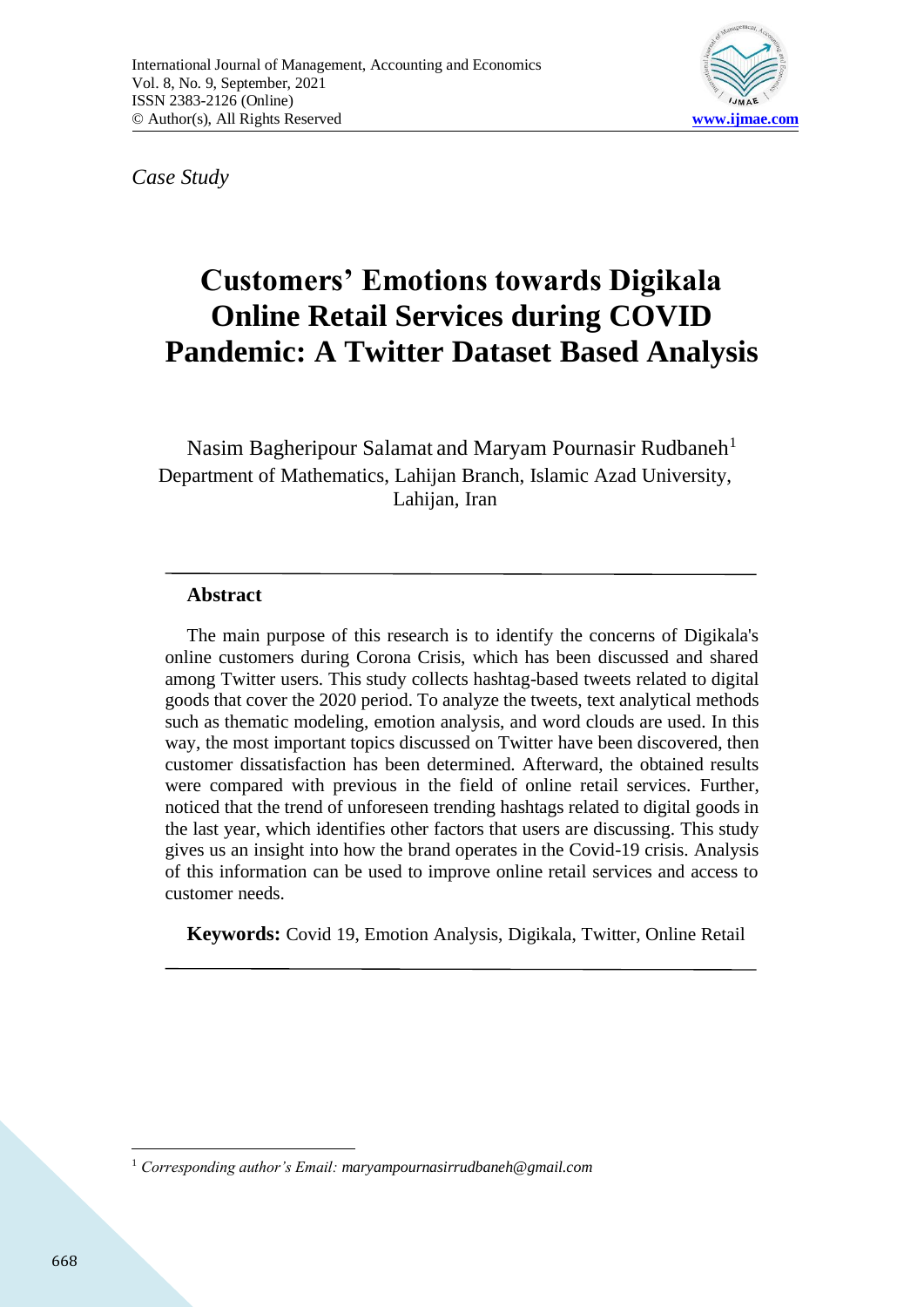*Case Study*

# Customers' Emotions towards Digikala Online Retail Services during COVID Pandemic: A Twitter Dataset Based Analysis

Nasim Bagheripour Salamat and Maryam Pournasir Rudbaneh[1]

Department of Mathematics, Lahijan Branch, Islamic Azad University, Lahijan, Iran

## Abstract

The main purpose of this research is to identify the concerns of Digikala's online customers during Corona Crisis, which has been discussed and shared among Twitter users. This study collects hashtag-based tweets related to digital goods that cover the 2020 period. To analyze the tweets, text analytical methods such as thematic modeling, emotion analysis, and word clouds are used. In this way, the most important topics discussed on Twitter have been discovered, then customer dissatisfaction has been determined. Afterward, the obtained results were compared with previous in the field of online retail services. Further, noticed that the trend of unforeseen trending hashtags related to digital goods in the last year, which identifies other factors that users are discussing. This study gives us an insight into how the brand operates in the Covid-19 crisis. Analysis of this information can be used to improve online retail services and access to customer needs.

**Keywords:** Covid 19, Emotion Analysis, Digikala, Twitter, Online Retail

---

[1] *Corresponding author's Email: maryampournasirrudbaneh@gmail.com*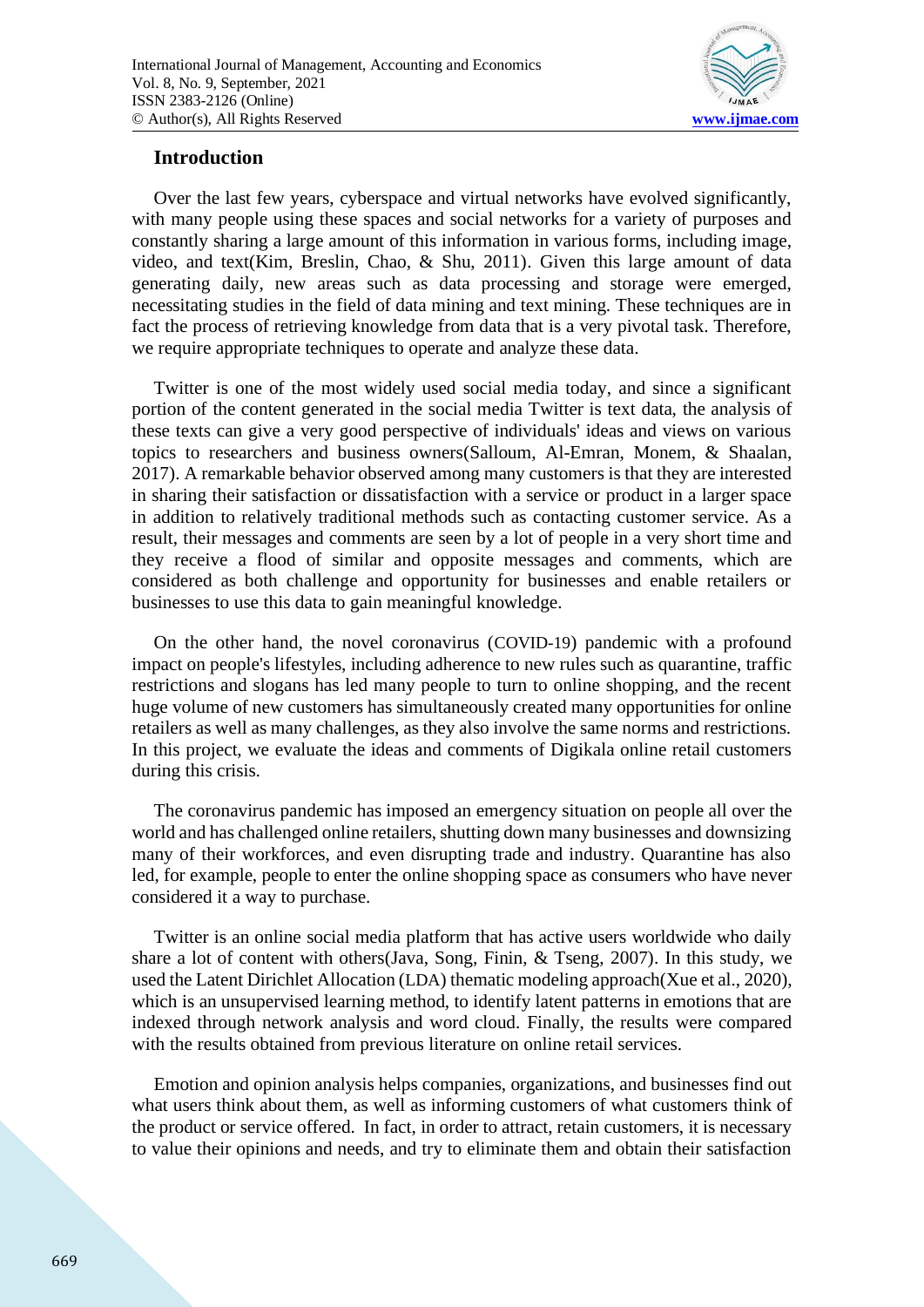## Introduction

Over the last few years, cyberspace and virtual networks have evolved significantly, with many people using these spaces and social networks for a variety of purposes and constantly sharing a large amount of this information in various forms, including image, video, and text(Kim, Breslin, Chao, & Shu, 2011). Given this large amount of data generating daily, new areas such as data processing and storage were emerged, necessitating studies in the field of data mining and text mining. These techniques are in fact the process of retrieving knowledge from data that is a very pivotal task. Therefore, we require appropriate techniques to operate and analyze these data.

Twitter is one of the most widely used social media today, and since a significant portion of the content generated in the social media Twitter is text data, the analysis of these texts can give a very good perspective of individuals' ideas and views on various topics to researchers and business owners(Salloum, Al-Emran, Monem, & Shaalan, 2017). A remarkable behavior observed among many customers is that they are interested in sharing their satisfaction or dissatisfaction with a service or product in a larger space in addition to relatively traditional methods such as contacting customer service. As a result, their messages and comments are seen by a lot of people in a very short time and they receive a flood of similar and opposite messages and comments, which are considered as both challenge and opportunity for businesses and enable retailers or businesses to use this data to gain meaningful knowledge.

On the other hand, the novel coronavirus (COVID-19) pandemic with a profound impact on people's lifestyles, including adherence to new rules such as quarantine, traffic restrictions and slogans has led many people to turn to online shopping, and the recent huge volume of new customers has simultaneously created many opportunities for online retailers as well as many challenges, as they also involve the same norms and restrictions. In this project, we evaluate the ideas and comments of Digikala online retail customers during this crisis.

The coronavirus pandemic has imposed an emergency situation on people all over the world and has challenged online retailers, shutting down many businesses and downsizing many of their workforces, and even disrupting trade and industry. Quarantine has also led, for example, people to enter the online shopping space as consumers who have never considered it a way to purchase.

Twitter is an online social media platform that has active users worldwide who daily share a lot of content with others(Java, Song, Finin, & Tseng, 2007). In this study, we used the Latent Dirichlet Allocation (LDA) thematic modeling approach(Xue et al., 2020), which is an unsupervised learning method, to identify latent patterns in emotions that are indexed through network analysis and word cloud. Finally, the results were compared with the results obtained from previous literature on online retail services.

Emotion and opinion analysis helps companies, organizations, and businesses find out what users think about them, as well as informing customers of what customers think of the product or service offered. In fact, in order to attract, retain customers, it is necessary to value their opinions and needs, and try to eliminate them and obtain their satisfaction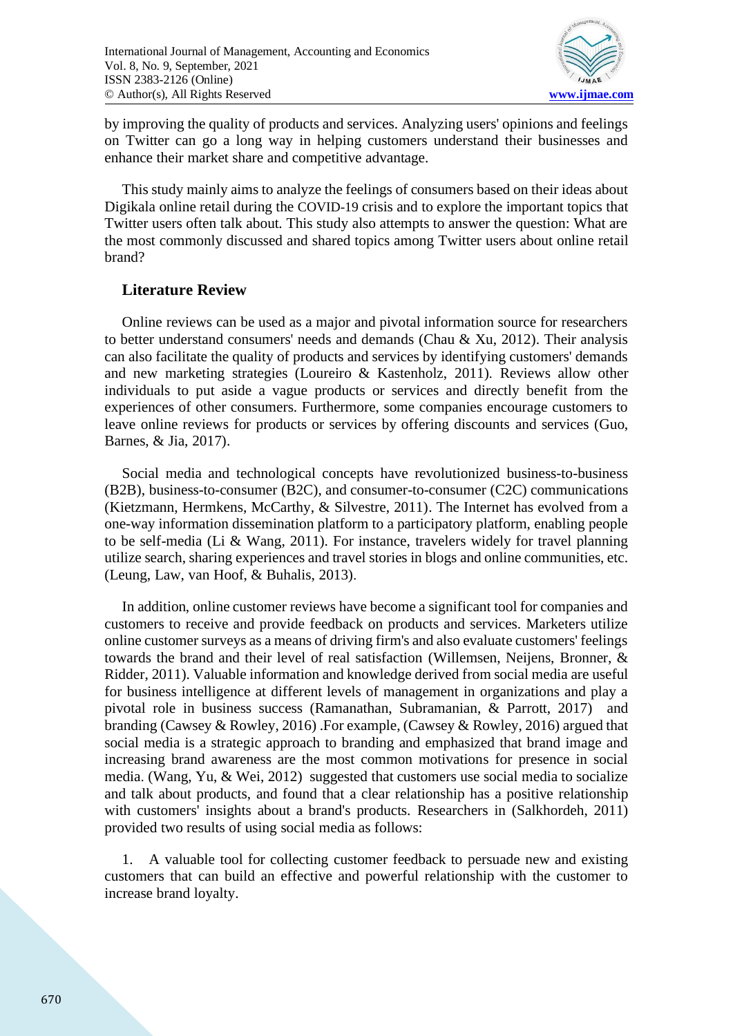by improving the quality of products and services. Analyzing users' opinions and feelings on Twitter can go a long way in helping customers understand their businesses and enhance their market share and competitive advantage.

This study mainly aims to analyze the feelings of consumers based on their ideas about Digikala online retail during the COVID-19 crisis and to explore the important topics that Twitter users often talk about. This study also attempts to answer the question: What are the most commonly discussed and shared topics among Twitter users about online retail brand?

## Literature Review

Online reviews can be used as a major and pivotal information source for researchers to better understand consumers' needs and demands (Chau & Xu, 2012). Their analysis can also facilitate the quality of products and services by identifying customers' demands and new marketing strategies (Loureiro & Kastenholz, 2011). Reviews allow other individuals to put aside a vague products or services and directly benefit from the experiences of other consumers. Furthermore, some companies encourage customers to leave online reviews for products or services by offering discounts and services (Guo, Barnes, & Jia, 2017).

Social media and technological concepts have revolutionized business-to-business (B2B), business-to-consumer (B2C), and consumer-to-consumer (C2C) communications (Kietzmann, Hermkens, McCarthy, & Silvestre, 2011). The Internet has evolved from a one-way information dissemination platform to a participatory platform, enabling people to be self-media (Li & Wang, 2011). For instance, travelers widely for travel planning utilize search, sharing experiences and travel stories in blogs and online communities, etc. (Leung, Law, van Hoof, & Buhalis, 2013).

In addition, online customer reviews have become a significant tool for companies and customers to receive and provide feedback on products and services. Marketers utilize online customer surveys as a means of driving firm's and also evaluate customers' feelings towards the brand and their level of real satisfaction (Willemsen, Neijens, Bronner, & Ridder, 2011). Valuable information and knowledge derived from social media are useful for business intelligence at different levels of management in organizations and play a pivotal role in business success (Ramanathan, Subramanian, & Parrott, 2017) and branding (Cawsey & Rowley, 2016) .For example, (Cawsey & Rowley, 2016) argued that social media is a strategic approach to branding and emphasized that brand image and increasing brand awareness are the most common motivations for presence in social media. (Wang, Yu, & Wei, 2012) suggested that customers use social media to socialize and talk about products, and found that a clear relationship has a positive relationship with customers' insights about a brand's products. Researchers in (Salkhordeh, 2011) provided two results of using social media as follows:

1. A valuable tool for collecting customer feedback to persuade new and existing customers that can build an effective and powerful relationship with the customer to increase brand loyalty.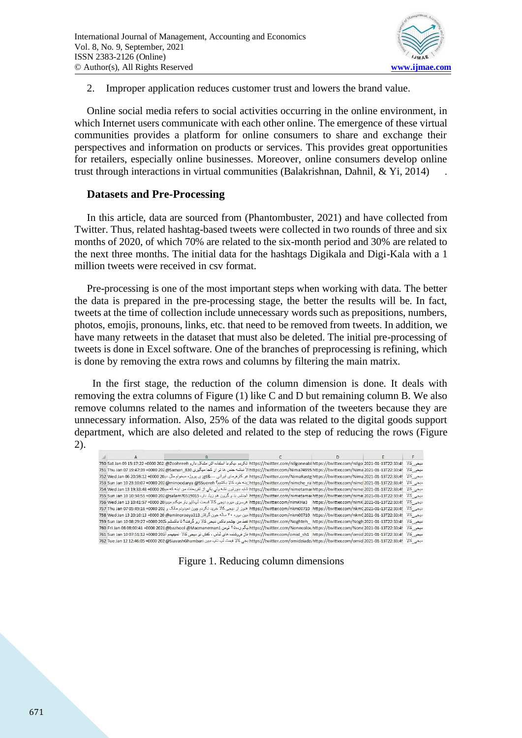2. Improper application reduces customer trust and lowers the brand value.

Online social media refers to social activities occurring in the online environment, in which Internet users communicate with each other online. The emergence of these virtual communities provides a platform for online consumers to share and exchange their perspectives and information on products or services. This provides great opportunities for retailers, especially online businesses. Moreover, online consumers develop online trust through interactions in virtual communities (Balakrishnan, Dahnil, & Yi, 2014) .

## Datasets and Pre-Processing

In this article, data are sourced from (Phantombuster, 2021) and have collected from Twitter. Thus, related hashtag-based tweets were collected in two rounds of three and six months of 2020, of which 70% are related to the six-month period and 30% are related to the next three months. The initial data for the hashtags Digikala and Digi-Kala with a 1 million tweets were received in csv format.

Pre-processing is one of the most important steps when working with data. The better the data is prepared in the pre-processing stage, the better the results will be. In fact, tweets at the time of collection include unnecessary words such as prepositions, numbers, photos, emojis, pronouns, links, etc. that need to be removed from tweets. In addition, we have many retweets in the dataset that must also be deleted. The initial pre-processing of tweets is done in Excel software. One of the branches of preprocessing is refining, which is done by removing the extra rows and columns by filtering the main matrix.

In the first stage, the reduction of the column dimension is done. It deals with removing the extra columns of Figure (1) like C and D but remaining column B. We also remove columns related to the names and information of the tweeters because they are unnecessary information. Also, 25% of the data was related to the digital goods support department, which are also deleted and related to the step of reducing the rows (Figure 2).

Figure 1. Reducing column dimensions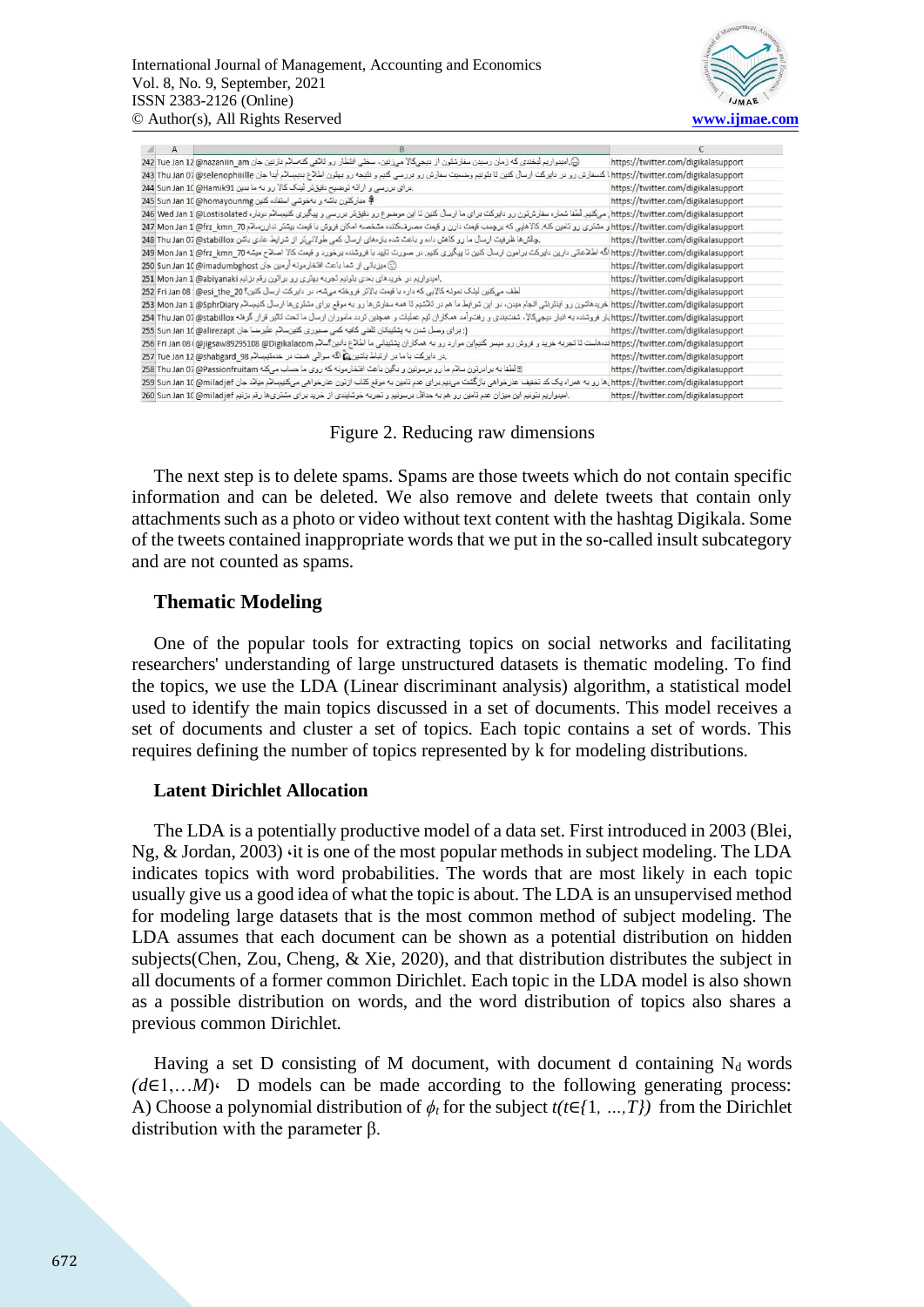Figure 2. Reducing raw dimensions

The next step is to delete spams. Spams are those tweets which do not contain specific information and can be deleted. We also remove and delete tweets that contain only attachments such as a photo or video without text content with the hashtag Digikala. Some of the tweets contained inappropriate words that we put in the so-called insult subcategory and are not counted as spams.

## Thematic Modeling

One of the popular tools for extracting topics on social networks and facilitating researchers' understanding of large unstructured datasets is thematic modeling. To find the topics, we use the LDA (Linear discriminant analysis) algorithm, a statistical model used to identify the main topics discussed in a set of documents. This model receives a set of documents and cluster a set of topics. Each topic contains a set of words. This requires defining the number of topics represented by k for modeling distributions.

### Latent Dirichlet Allocation

The LDA is a potentially productive model of a data set. First introduced in 2003 (Blei, Ng, & Jordan, 2003) ،it is one of the most popular methods in subject modeling. The LDA indicates topics with word probabilities. The words that are most likely in each topic usually give us a good idea of what the topic is about. The LDA is an unsupervised method for modeling large datasets that is the most common method of subject modeling. The LDA assumes that each document can be shown as a potential distribution on hidden subjects(Chen, Zou, Cheng, & Xie, 2020), and that distribution distributes the subject in all documents of a former common Dirichlet. Each topic in the LDA model is also shown as a possible distribution on words, and the word distribution of topics also shares a previous common Dirichlet.

Having a set D consisting of M document, with document d containing $N_d$ words $(d \in 1, \ldots M)$، D models can be made according to the following generating process: A) Choose a polynomial distribution of $\phi_t$ for the subject $t(t \in \{1, \ldots, T\})$ from the Dirichlet distribution with the parameter β.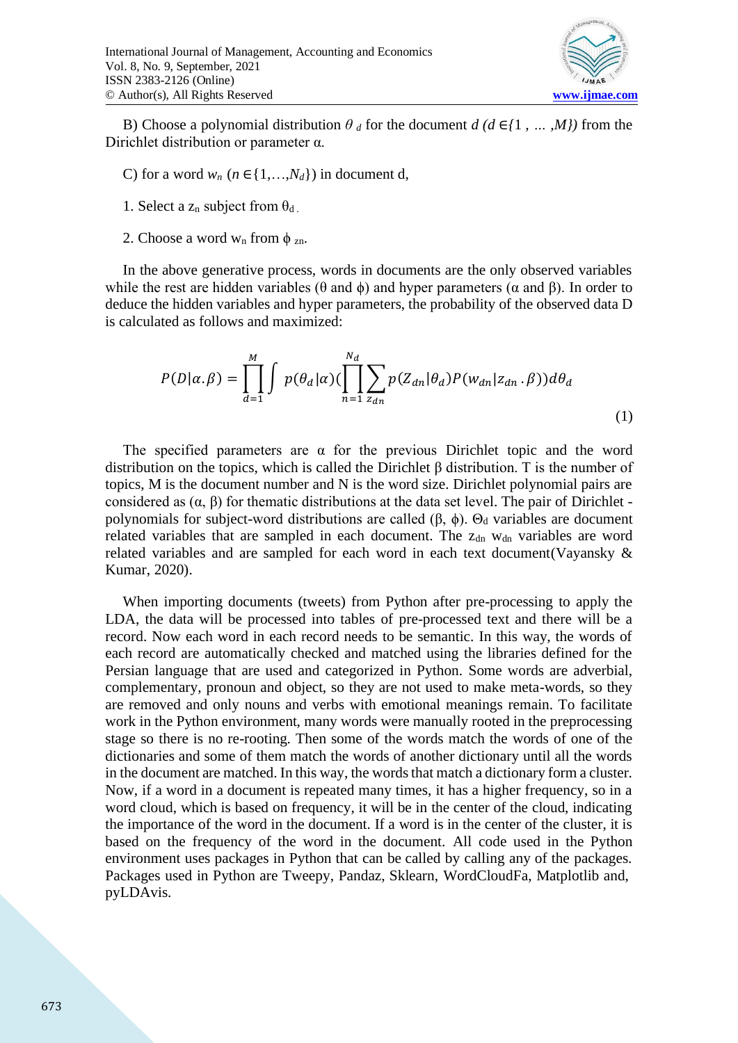B) Choose a polynomial distribution $\theta_d$ for the document $d$ $(d \in \{1, \ldots, M\})$ from the Dirichlet distribution or parameter α.

C) for a word $w_n$ $(n \in \{1,\ldots,N_d\})$ in document d,

1. Select a $z_n$ subject from $\theta_d$.

2. Choose a word $w_n$ from $\phi_{zn}$.

In the above generative process, words in documents are the only observed variables while the rest are hidden variables (θ and ϕ) and hyper parameters (α and β). In order to deduce the hidden variables and hyper parameters, the probability of the observed data D is calculated as follows and maximized:

$$P(D|\alpha.\beta) = \prod_{d=1}^{M} \int p(\theta_d|\alpha)(\prod_{n=1}^{N_d} \sum_{z_{dn}} p(Z_{dn}|\theta_d) P(w_{dn}|z_{dn}.\beta)) d\theta_d \tag{1}$$

The specified parameters are α for the previous Dirichlet topic and the word distribution on the topics, which is called the Dirichlet β distribution. T is the number of topics, M is the document number and N is the word size. Dirichlet polynomial pairs are considered as (α, β) for thematic distributions at the data set level. The pair of Dirichlet - polynomials for subject-word distributions are called (β, ϕ). $\Theta_d$ variables are document related variables that are sampled in each document. The $z_{dn}$ $w_{dn}$ variables are word related variables and are sampled for each word in each text document(Vayansky & Kumar, 2020).

When importing documents (tweets) from Python after pre-processing to apply the LDA, the data will be processed into tables of pre-processed text and there will be a record. Now each word in each record needs to be semantic. In this way, the words of each record are automatically checked and matched using the libraries defined for the Persian language that are used and categorized in Python. Some words are adverbial, complementary, pronoun and object, so they are not used to make meta-words, so they are removed and only nouns and verbs with emotional meanings remain. To facilitate work in the Python environment, many words were manually rooted in the preprocessing stage so there is no re-rooting. Then some of the words match the words of one of the dictionaries and some of them match the words of another dictionary until all the words in the document are matched. In this way, the words that match a dictionary form a cluster. Now, if a word in a document is repeated many times, it has a higher frequency, so in a word cloud, which is based on frequency, it will be in the center of the cloud, indicating the importance of the word in the document. If a word is in the center of the cluster, it is based on the frequency of the word in the document. All code used in the Python environment uses packages in Python that can be called by calling any of the packages. Packages used in Python are Tweepy, Pandaz, Sklearn, WordCloudFa, Matplotlib and, pyLDAvis.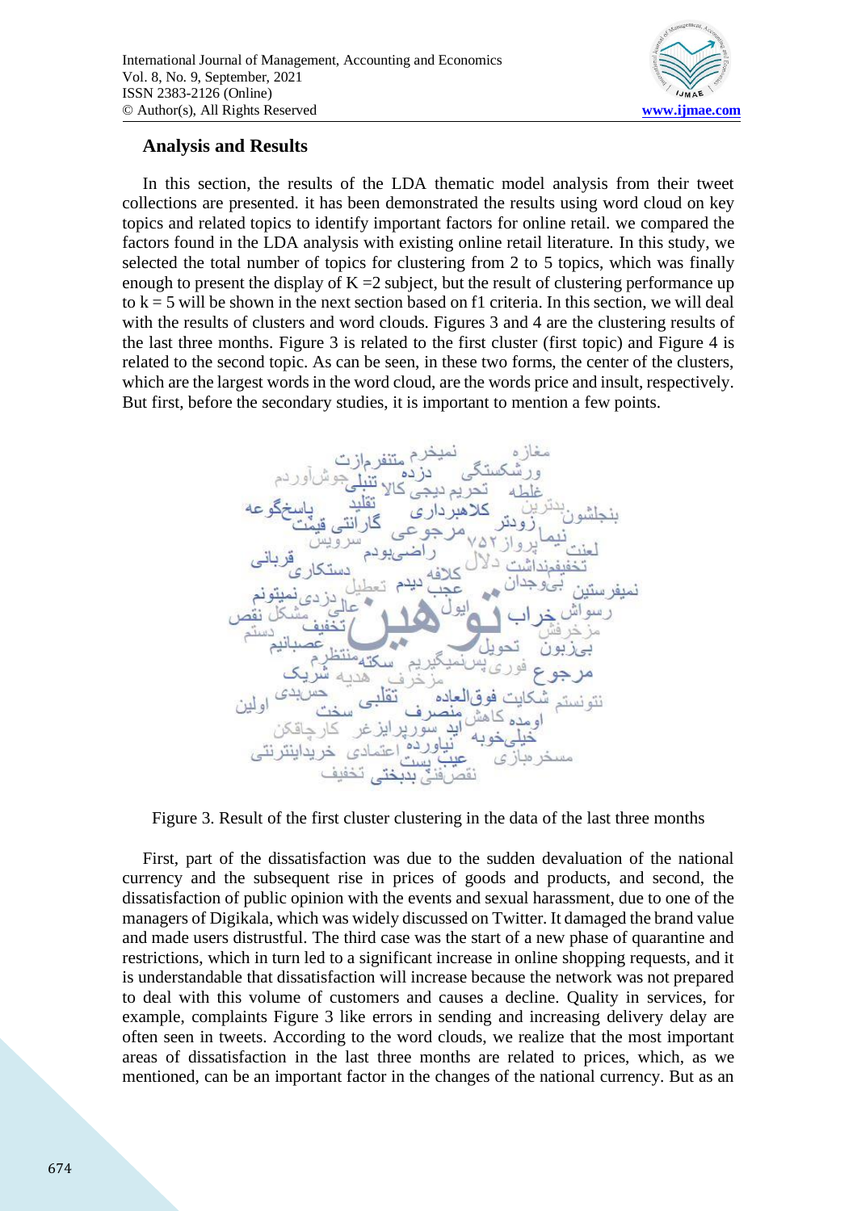## Analysis and Results

In this section, the results of the LDA thematic model analysis from their tweet collections are presented. it has been demonstrated the results using word cloud on key topics and related topics to identify important factors for online retail. we compared the factors found in the LDA analysis with existing online retail literature. In this study, we selected the total number of topics for clustering from 2 to 5 topics, which was finally enough to present the display of K =2 subject, but the result of clustering performance up to k = 5 will be shown in the next section based on f1 criteria. In this section, we will deal with the results of clusters and word clouds. Figures 3 and 4 are the clustering results of the last three months. Figure 3 is related to the first cluster (first topic) and Figure 4 is related to the second topic. As can be seen, in these two forms, the center of the clusters, which are the largest words in the word cloud, are the words price and insult, respectively. But first, before the secondary studies, it is important to mention a few points.

Figure 3. Result of the first cluster clustering in the data of the last three months

First, part of the dissatisfaction was due to the sudden devaluation of the national currency and the subsequent rise in prices of goods and products, and second, the dissatisfaction of public opinion with the events and sexual harassment, due to one of the managers of Digikala, which was widely discussed on Twitter. It damaged the brand value and made users distrustful. The third case was the start of a new phase of quarantine and restrictions, which in turn led to a significant increase in online shopping requests, and it is understandable that dissatisfaction will increase because the network was not prepared to deal with this volume of customers and causes a decline. Quality in services, for example, complaints Figure 3 like errors in sending and increasing delivery delay are often seen in tweets. According to the word clouds, we realize that the most important areas of dissatisfaction in the last three months are related to prices, which, as we mentioned, can be an important factor in the changes of the national currency. But as an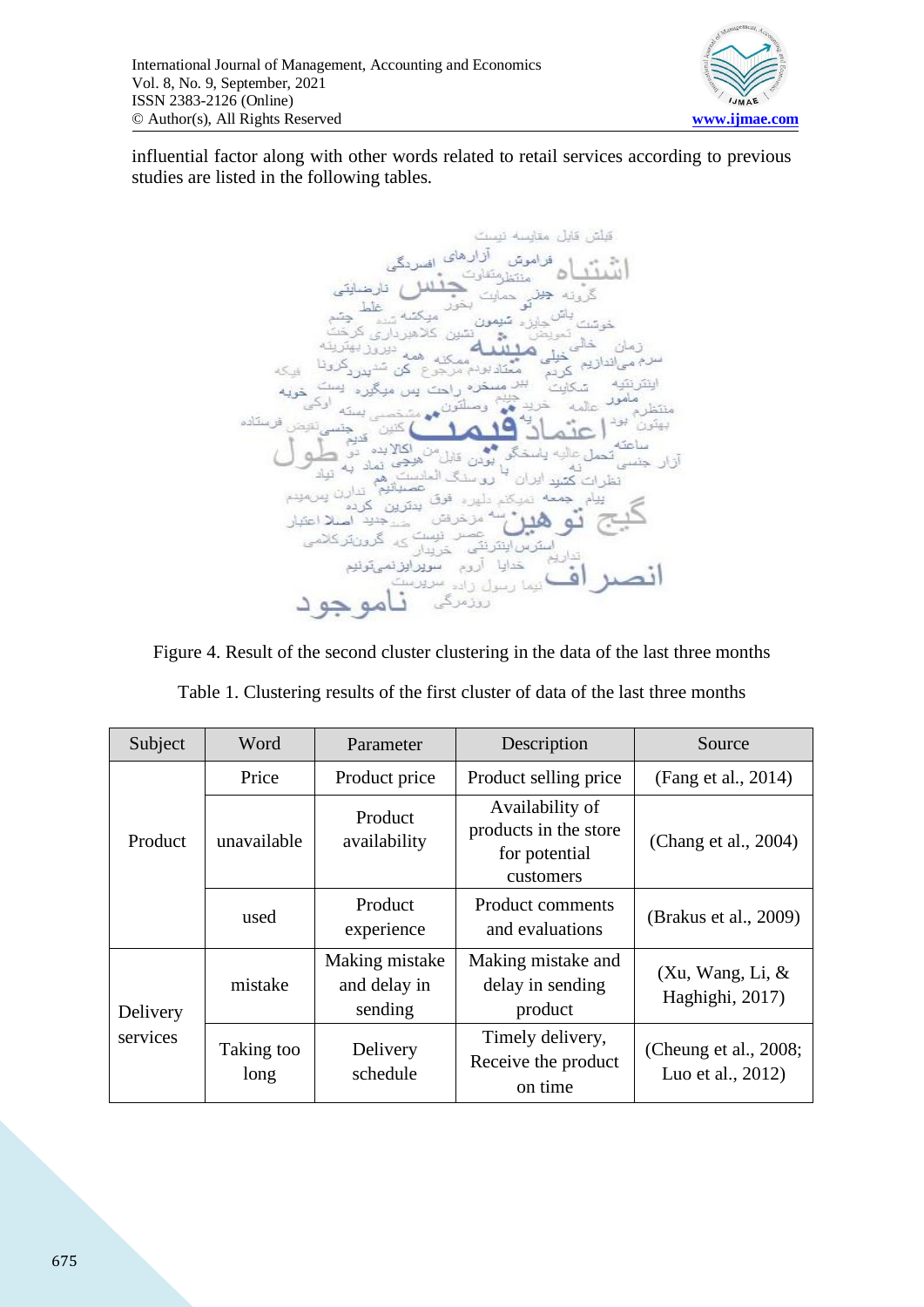influential factor along with other words related to retail services according to previous studies are listed in the following tables.

Figure 4. Result of the second cluster clustering in the data of the last three months

Table 1. Clustering results of the first cluster of data of the last three months

| Subject | Word | Parameter | Description | Source |
|---|---|---|---|---|
| Product | Price | Product price | Product selling price | (Fang et al., 2014) |
| | unavailable | Product availability | Availability of products in the store for potential customers | (Chang et al., 2004) |
| | used | Product experience | Product comments and evaluations | (Brakus et al., 2009) |
| Delivery services | mistake | Making mistake and delay in sending | Making mistake and delay in sending product | (Xu, Wang, Li, & Haghighi, 2017) |
| | Taking too long | Delivery schedule | Timely delivery, Receive the product on time | (Cheung et al., 2008; Luo et al., 2012) |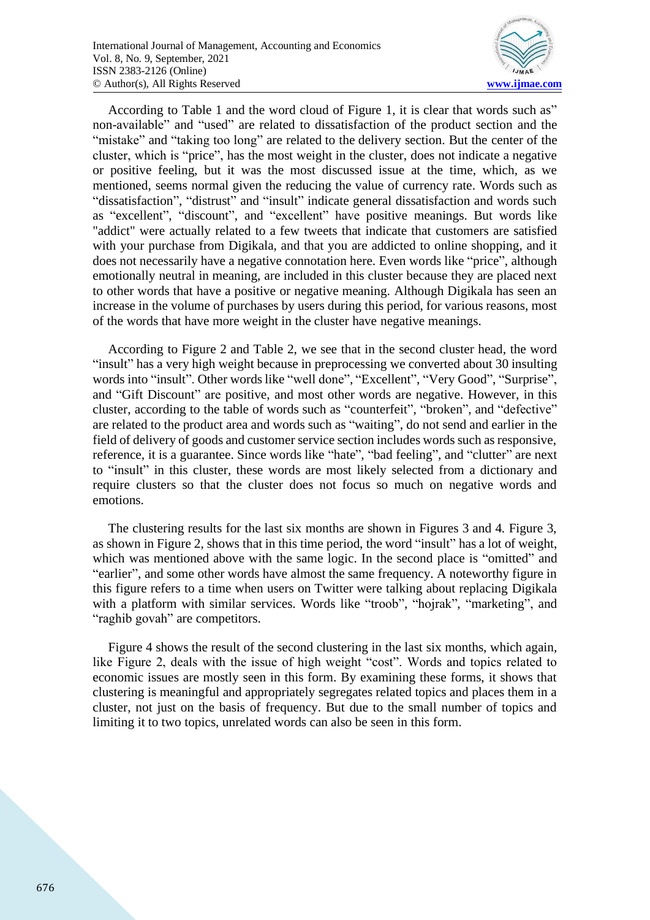According to Table 1 and the word cloud of Figure 1, it is clear that words such as" non-available" and "used" are related to dissatisfaction of the product section and the "mistake" and "taking too long" are related to the delivery section. But the center of the cluster, which is "price", has the most weight in the cluster, does not indicate a negative or positive feeling, but it was the most discussed issue at the time, which, as we mentioned, seems normal given the reducing the value of currency rate. Words such as "dissatisfaction", "distrust" and "insult" indicate general dissatisfaction and words such as "excellent", "discount", and "excellent" have positive meanings. But words like "addict" were actually related to a few tweets that indicate that customers are satisfied with your purchase from Digikala, and that you are addicted to online shopping, and it does not necessarily have a negative connotation here. Even words like "price", although emotionally neutral in meaning, are included in this cluster because they are placed next to other words that have a positive or negative meaning. Although Digikala has seen an increase in the volume of purchases by users during this period, for various reasons, most of the words that have more weight in the cluster have negative meanings.

According to Figure 2 and Table 2, we see that in the second cluster head, the word "insult" has a very high weight because in preprocessing we converted about 30 insulting words into "insult". Other words like "well done", "Excellent", "Very Good", "Surprise", and "Gift Discount" are positive, and most other words are negative. However, in this cluster, according to the table of words such as "counterfeit", "broken", and "defective" are related to the product area and words such as "waiting", do not send and earlier in the field of delivery of goods and customer service section includes words such as responsive, reference, it is a guarantee. Since words like "hate", "bad feeling", and "clutter" are next to "insult" in this cluster, these words are most likely selected from a dictionary and require clusters so that the cluster does not focus so much on negative words and emotions.

The clustering results for the last six months are shown in Figures 3 and 4. Figure 3, as shown in Figure 2, shows that in this time period, the word "insult" has a lot of weight, which was mentioned above with the same logic. In the second place is "omitted" and "earlier", and some other words have almost the same frequency. A noteworthy figure in this figure refers to a time when users on Twitter were talking about replacing Digikala with a platform with similar services. Words like "troob", "hojrak", "marketing", and "raghib govah" are competitors.

Figure 4 shows the result of the second clustering in the last six months, which again, like Figure 2, deals with the issue of high weight "cost". Words and topics related to economic issues are mostly seen in this form. By examining these forms, it shows that clustering is meaningful and appropriately segregates related topics and places them in a cluster, not just on the basis of frequency. But due to the small number of topics and limiting it to two topics, unrelated words can also be seen in this form.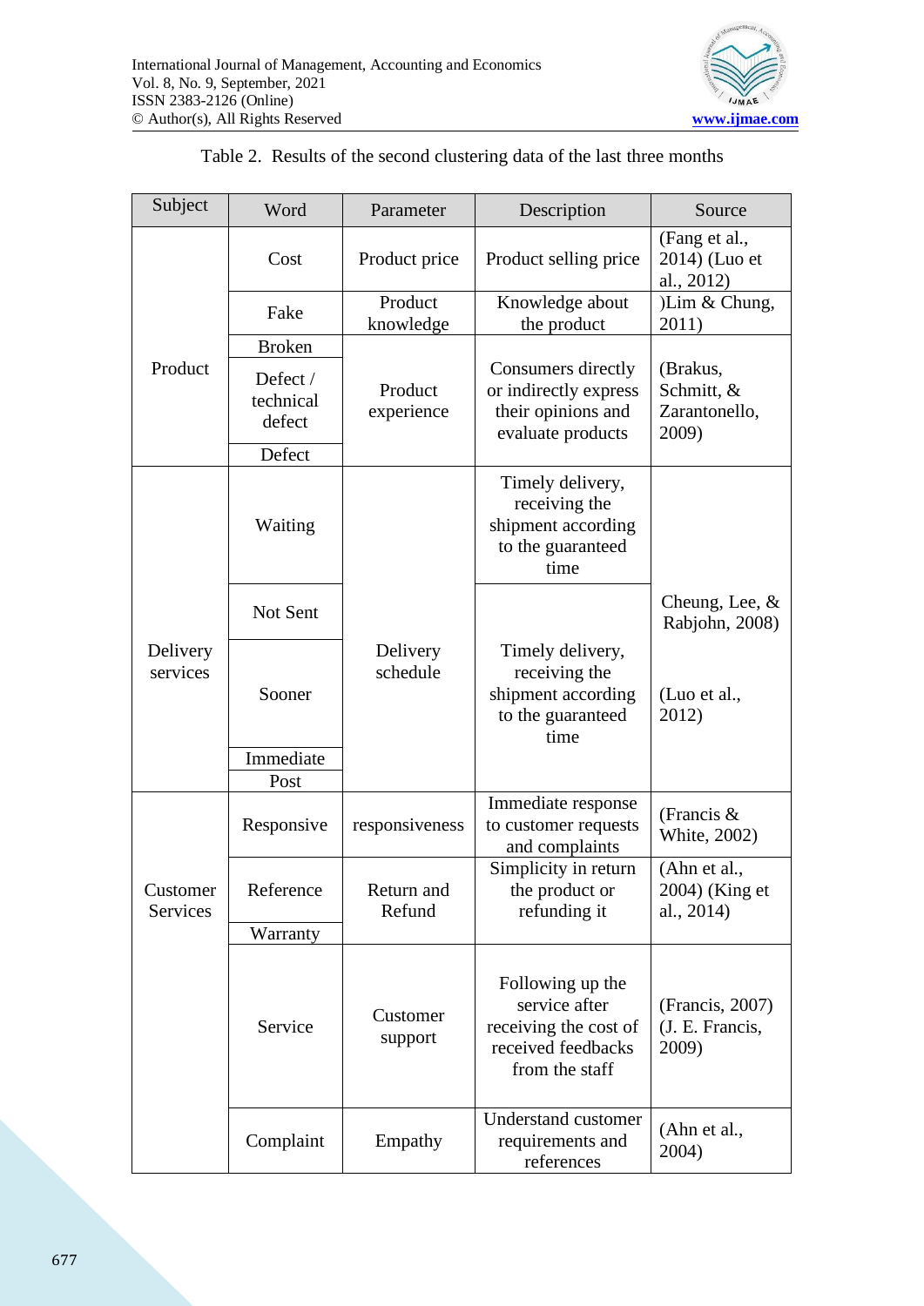Table 2. Results of the second clustering data of the last three months

| Subject | Word | Parameter | Description | Source |
|---|---|---|---|---|
| Product | Cost | Product price | Product selling price | (Fang et al., 2014) (Luo et al., 2012) |
| | Fake | Product knowledge | Knowledge about the product | )Lim & Chung, 2011) |
| | Broken | Product experience | Consumers directly or indirectly express their opinions and evaluate products | (Brakus, Schmitt, & Zarantonello, 2009) |
| | Defect / technical defect | | | |
| | Defect | | | |
| Delivery services | Waiting | Delivery schedule | Timely delivery, receiving the shipment according to the guaranteed time | Cheung, Lee, & Rabjohn, 2008) (Luo et al., 2012) |
| | Not Sent | | Timely delivery, receiving the shipment according to the guaranteed time | |
| | Sooner | | | |
| | Immediate | | | |
| | Post | | | |
| Customer Services | Responsive | responsiveness | Immediate response to customer requests and complaints | (Francis & White, 2002) |
| | Reference | Return and Refund | Simplicity in return the product or refunding it | (Ahn et al., 2004) (King et al., 2014) |
| | Warranty | | | |
| | Service | Customer support | Following up the service after receiving the cost of received feedbacks from the staff | (Francis, 2007) (J. E. Francis, 2009) |
| | Complaint | Empathy | Understand customer requirements and references | (Ahn et al., 2004) |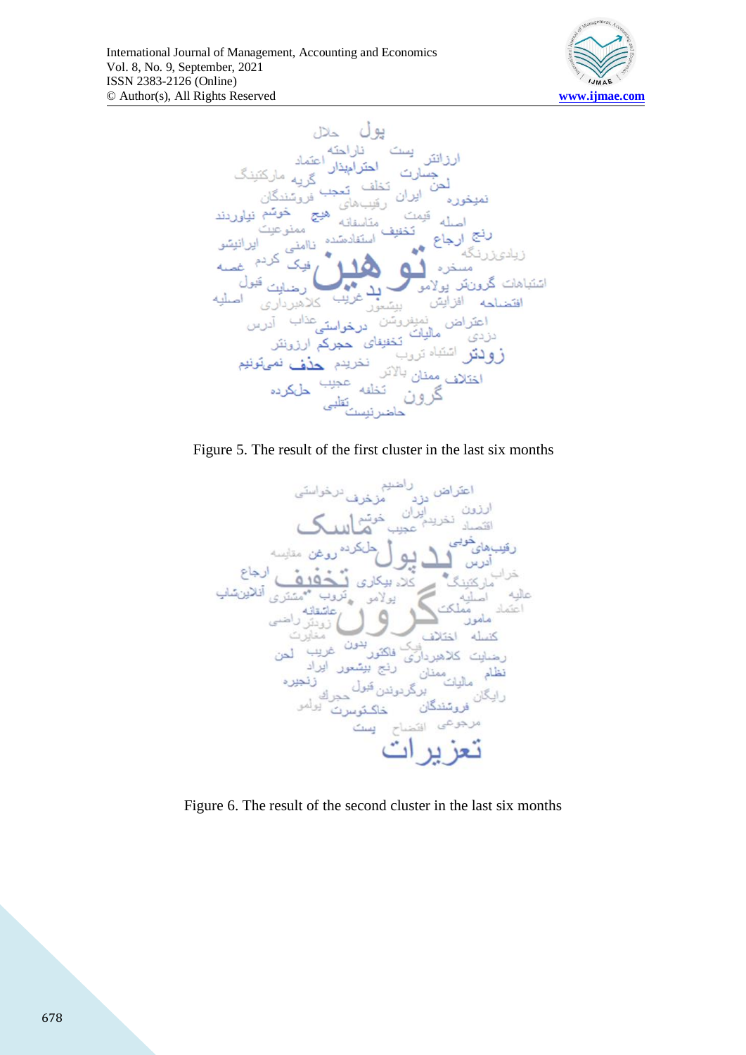Figure 5. The result of the first cluster in the last six months

Figure 6. The result of the second cluster in the last six months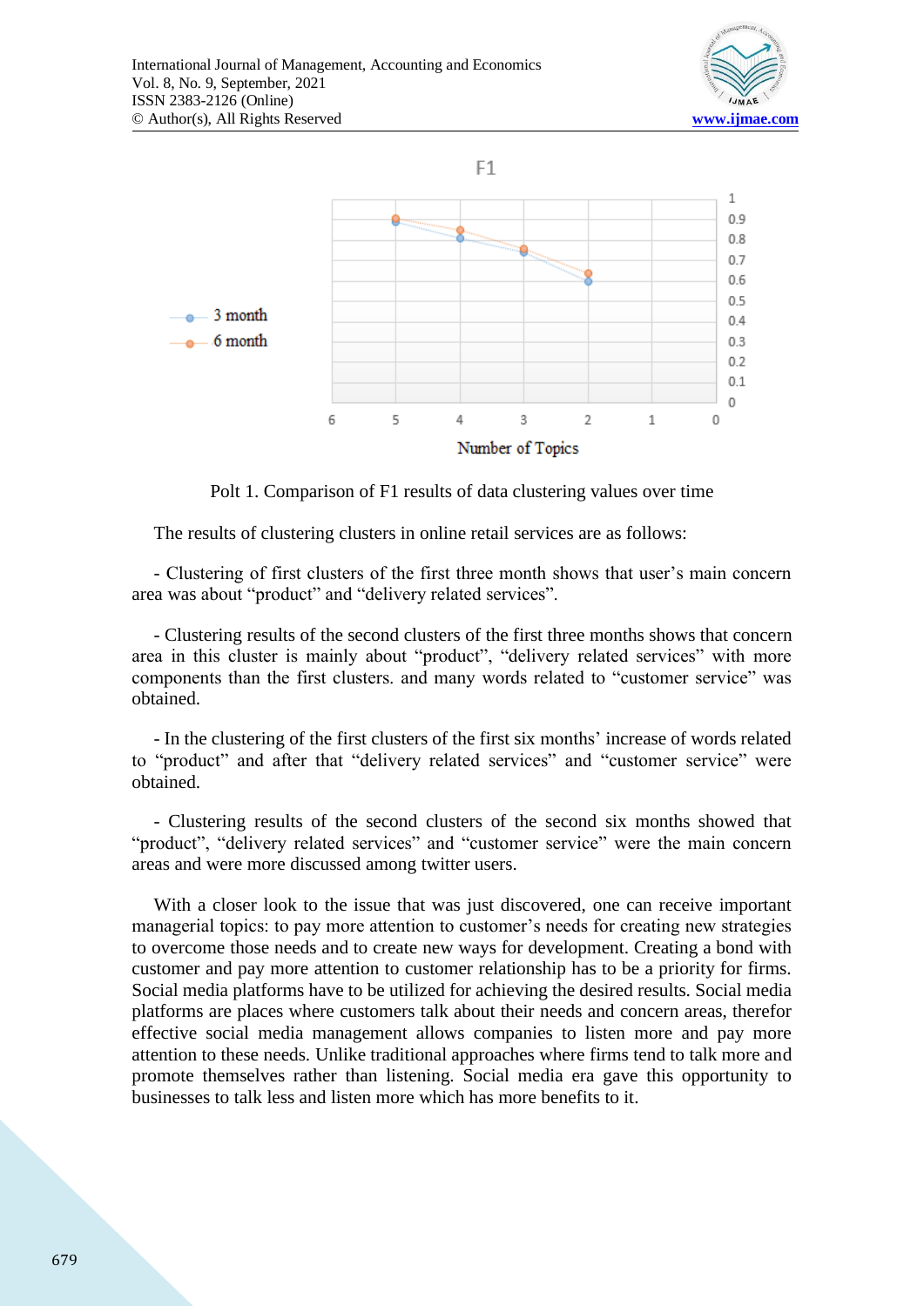Polt 1. Comparison of F1 results of data clustering values over time

The results of clustering clusters in online retail services are as follows:

- Clustering of first clusters of the first three month shows that user's main concern area was about "product" and "delivery related services".

- Clustering results of the second clusters of the first three months shows that concern area in this cluster is mainly about "product", "delivery related services" with more components than the first clusters. and many words related to "customer service" was obtained.

- In the clustering of the first clusters of the first six months' increase of words related to "product" and after that "delivery related services" and "customer service" were obtained.

- Clustering results of the second clusters of the second six months showed that "product", "delivery related services" and "customer service" were the main concern areas and were more discussed among twitter users.

With a closer look to the issue that was just discovered, one can receive important managerial topics: to pay more attention to customer's needs for creating new strategies to overcome those needs and to create new ways for development. Creating a bond with customer and pay more attention to customer relationship has to be a priority for firms. Social media platforms have to be utilized for achieving the desired results. Social media platforms are places where customers talk about their needs and concern areas, therefor effective social media management allows companies to listen more and pay more attention to these needs. Unlike traditional approaches where firms tend to talk more and promote themselves rather than listening. Social media era gave this opportunity to businesses to talk less and listen more which has more benefits to it.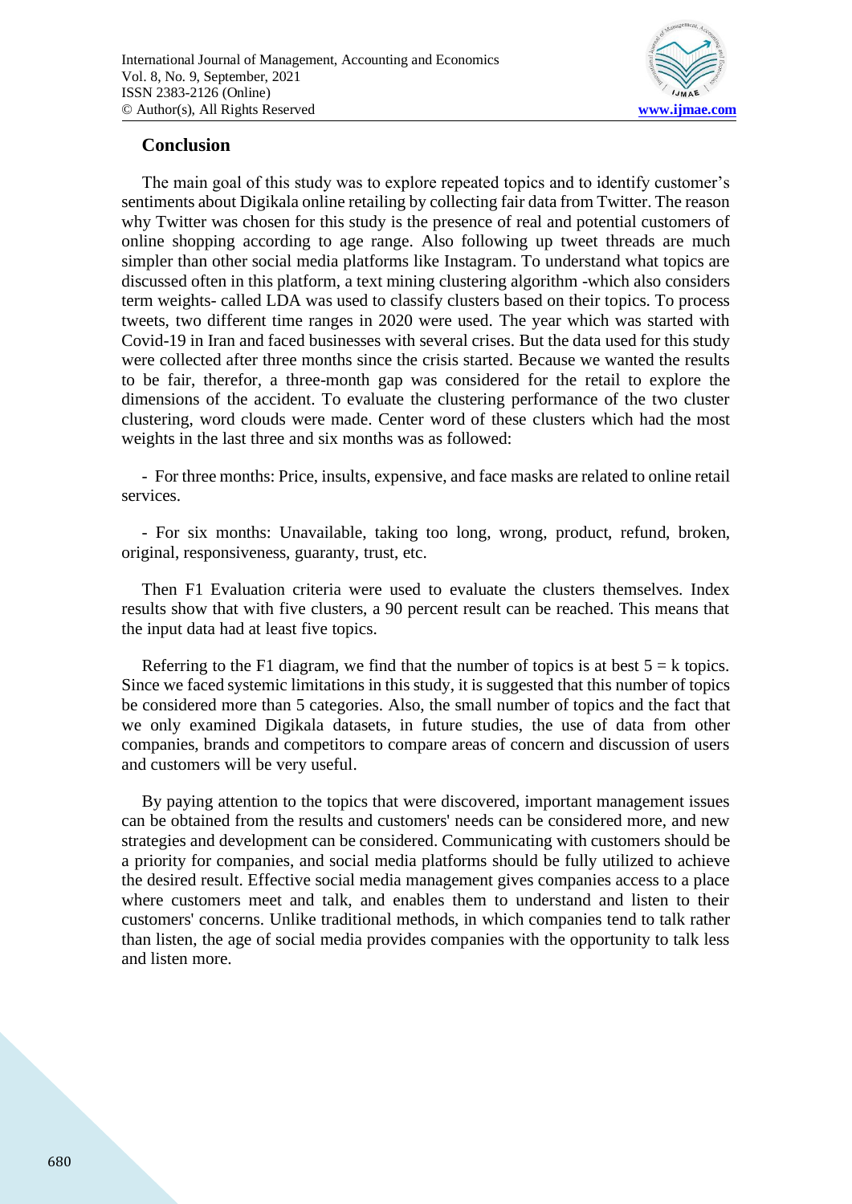## Conclusion

The main goal of this study was to explore repeated topics and to identify customer's sentiments about Digikala online retailing by collecting fair data from Twitter. The reason why Twitter was chosen for this study is the presence of real and potential customers of online shopping according to age range. Also following up tweet threads are much simpler than other social media platforms like Instagram. To understand what topics are discussed often in this platform, a text mining clustering algorithm -which also considers term weights- called LDA was used to classify clusters based on their topics. To process tweets, two different time ranges in 2020 were used. The year which was started with Covid-19 in Iran and faced businesses with several crises. But the data used for this study were collected after three months since the crisis started. Because we wanted the results to be fair, therefor, a three-month gap was considered for the retail to explore the dimensions of the accident. To evaluate the clustering performance of the two cluster clustering, word clouds were made. Center word of these clusters which had the most weights in the last three and six months was as followed:

- For three months: Price, insults, expensive, and face masks are related to online retail services.

- For six months: Unavailable, taking too long, wrong, product, refund, broken, original, responsiveness, guaranty, trust, etc.

Then F1 Evaluation criteria were used to evaluate the clusters themselves. Index results show that with five clusters, a 90 percent result can be reached. This means that the input data had at least five topics.

Referring to the F1 diagram, we find that the number of topics is at best $5 = k$ topics. Since we faced systemic limitations in this study, it is suggested that this number of topics be considered more than 5 categories. Also, the small number of topics and the fact that we only examined Digikala datasets, in future studies, the use of data from other companies, brands and competitors to compare areas of concern and discussion of users and customers will be very useful.

By paying attention to the topics that were discovered, important management issues can be obtained from the results and customers' needs can be considered more, and new strategies and development can be considered. Communicating with customers should be a priority for companies, and social media platforms should be fully utilized to achieve the desired result. Effective social media management gives companies access to a place where customers meet and talk, and enables them to understand and listen to their customers' concerns. Unlike traditional methods, in which companies tend to talk rather than listen, the age of social media provides companies with the opportunity to talk less and listen more.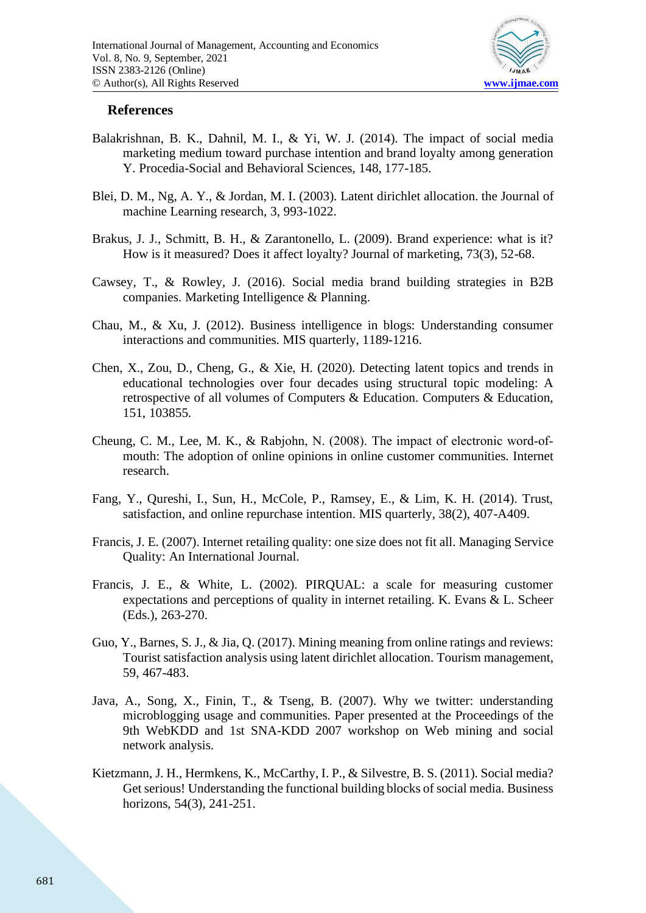## References

Balakrishnan, B. K., Dahnil, M. I., & Yi, W. J. (2014). The impact of social media marketing medium toward purchase intention and brand loyalty among generation Y. Procedia-Social and Behavioral Sciences, 148, 177-185.

Blei, D. M., Ng, A. Y., & Jordan, M. I. (2003). Latent dirichlet allocation. the Journal of machine Learning research, 3, 993-1022.

Brakus, J. J., Schmitt, B. H., & Zarantonello, L. (2009). Brand experience: what is it? How is it measured? Does it affect loyalty? Journal of marketing, 73(3), 52-68.

Cawsey, T., & Rowley, J. (2016). Social media brand building strategies in B2B companies. Marketing Intelligence & Planning.

Chau, M., & Xu, J. (2012). Business intelligence in blogs: Understanding consumer interactions and communities. MIS quarterly, 1189-1216.

Chen, X., Zou, D., Cheng, G., & Xie, H. (2020). Detecting latent topics and trends in educational technologies over four decades using structural topic modeling: A retrospective of all volumes of Computers & Education. Computers & Education, 151, 103855.

Cheung, C. M., Lee, M. K., & Rabjohn, N. (2008). The impact of electronic word-of-mouth: The adoption of online opinions in online customer communities. Internet research.

Fang, Y., Qureshi, I., Sun, H., McCole, P., Ramsey, E., & Lim, K. H. (2014). Trust, satisfaction, and online repurchase intention. MIS quarterly, 38(2), 407-A409.

Francis, J. E. (2007). Internet retailing quality: one size does not fit all. Managing Service Quality: An International Journal.

Francis, J. E., & White, L. (2002). PIRQUAL: a scale for measuring customer expectations and perceptions of quality in internet retailing. K. Evans & L. Scheer (Eds.), 263-270.

Guo, Y., Barnes, S. J., & Jia, Q. (2017). Mining meaning from online ratings and reviews: Tourist satisfaction analysis using latent dirichlet allocation. Tourism management, 59, 467-483.

Java, A., Song, X., Finin, T., & Tseng, B. (2007). Why we twitter: understanding microblogging usage and communities. Paper presented at the Proceedings of the 9th WebKDD and 1st SNA-KDD 2007 workshop on Web mining and social network analysis.

Kietzmann, J. H., Hermkens, K., McCarthy, I. P., & Silvestre, B. S. (2011). Social media? Get serious! Understanding the functional building blocks of social media. Business horizons, 54(3), 241-251.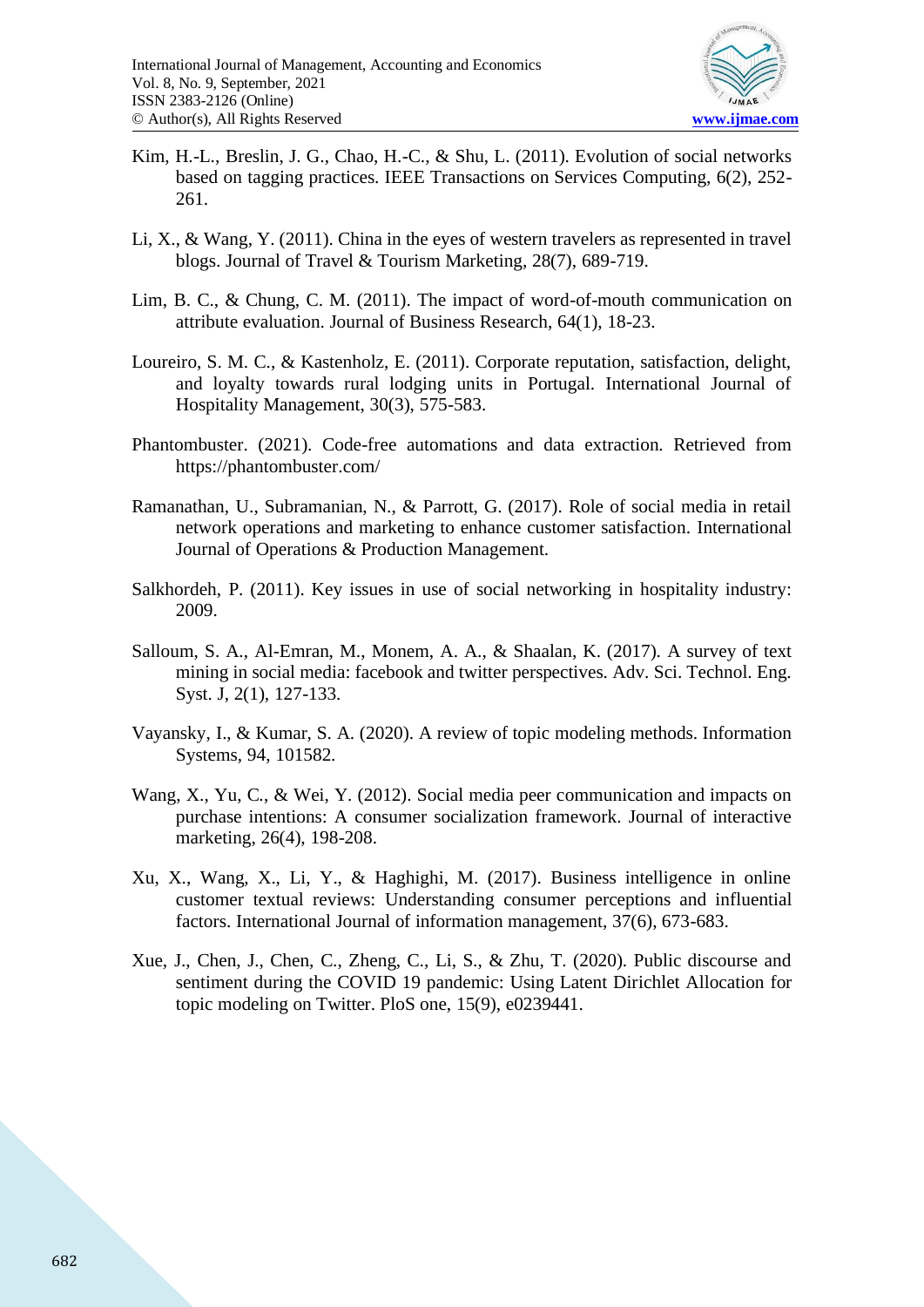Kim, H.-L., Breslin, J. G., Chao, H.-C., & Shu, L. (2011). Evolution of social networks based on tagging practices. IEEE Transactions on Services Computing, 6(2), 252-261.

Li, X., & Wang, Y. (2011). China in the eyes of western travelers as represented in travel blogs. Journal of Travel & Tourism Marketing, 28(7), 689-719.

Lim, B. C., & Chung, C. M. (2011). The impact of word-of-mouth communication on attribute evaluation. Journal of Business Research, 64(1), 18-23.

Loureiro, S. M. C., & Kastenholz, E. (2011). Corporate reputation, satisfaction, delight, and loyalty towards rural lodging units in Portugal. International Journal of Hospitality Management, 30(3), 575-583.

Phantombuster. (2021). Code-free automations and data extraction. Retrieved from https://phantombuster.com/

Ramanathan, U., Subramanian, N., & Parrott, G. (2017). Role of social media in retail network operations and marketing to enhance customer satisfaction. International Journal of Operations & Production Management.

Salkhordeh, P. (2011). Key issues in use of social networking in hospitality industry: 2009.

Salloum, S. A., Al-Emran, M., Monem, A. A., & Shaalan, K. (2017). A survey of text mining in social media: facebook and twitter perspectives. Adv. Sci. Technol. Eng. Syst. J, 2(1), 127-133.

Vayansky, I., & Kumar, S. A. (2020). A review of topic modeling methods. Information Systems, 94, 101582.

Wang, X., Yu, C., & Wei, Y. (2012). Social media peer communication and impacts on purchase intentions: A consumer socialization framework. Journal of interactive marketing, 26(4), 198-208.

Xu, X., Wang, X., Li, Y., & Haghighi, M. (2017). Business intelligence in online customer textual reviews: Understanding consumer perceptions and influential factors. International Journal of information management, 37(6), 673-683.

Xue, J., Chen, J., Chen, C., Zheng, C., Li, S., & Zhu, T. (2020). Public discourse and sentiment during the COVID 19 pandemic: Using Latent Dirichlet Allocation for topic modeling on Twitter. PloS one, 15(9), e0239441.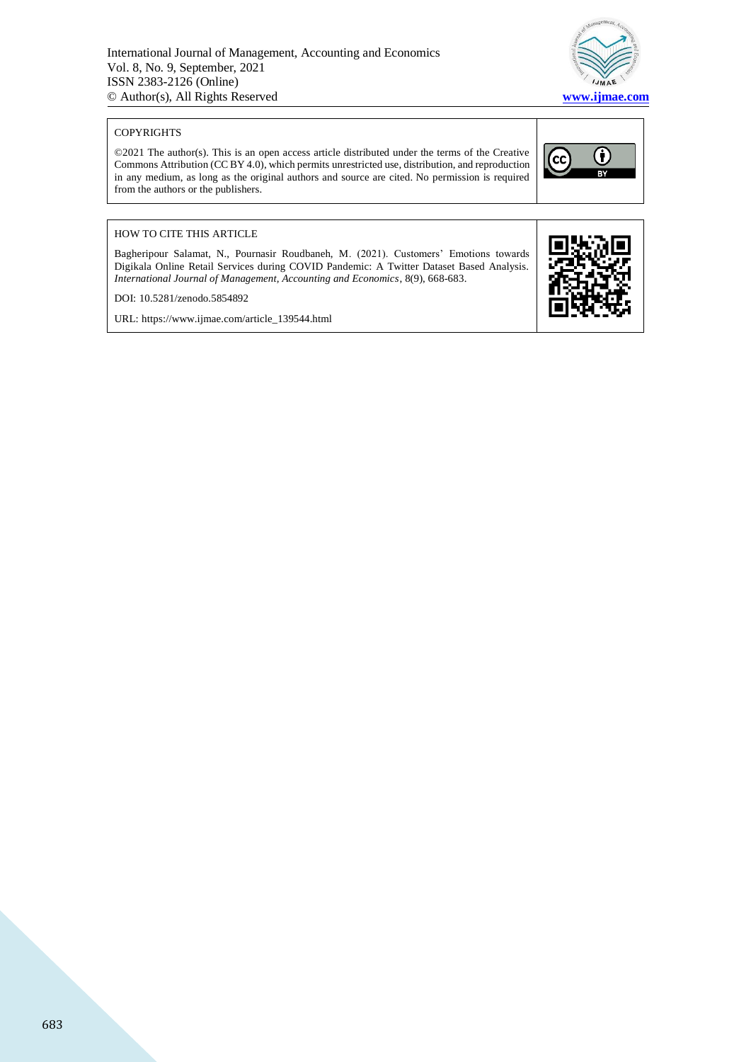COPYRIGHTS

©2021 The author(s). This is an open access article distributed under the terms of the Creative Commons Attribution (CC BY 4.0), which permits unrestricted use, distribution, and reproduction in any medium, as long as the original authors and source are cited. No permission is required from the authors or the publishers.

HOW TO CITE THIS ARTICLE

Bagheripour Salamat, N., Pournasir Roudbaneh, M. (2021). Customers' Emotions towards Digikala Online Retail Services during COVID Pandemic: A Twitter Dataset Based Analysis. *International Journal of Management, Accounting and Economics*, 8(9), 668-683.

DOI: 10.5281/zenodo.5854892

URL: https://www.ijmae.com/article_139544.html